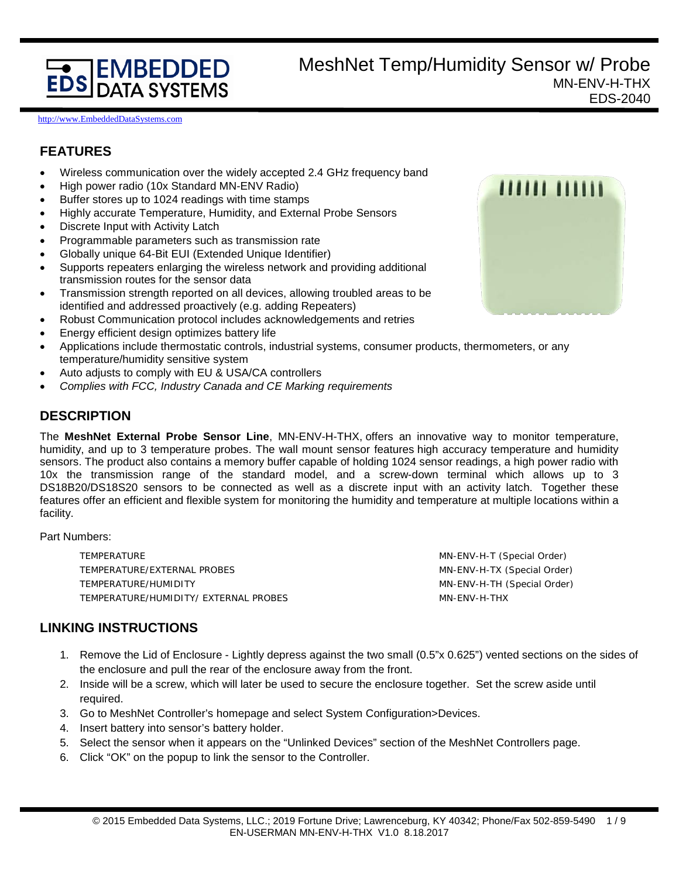# MeshNet Temp/Humidity Sensor w/ Probe

MN-ENV-H-THX
EDS-2040

http://www.EmbeddedDataSystems.com

## FEATURES

- Wireless communication over the widely accepted 2.4 GHz frequency band
- High power radio (10x Standard MN-ENV Radio)
- Buffer stores up to 1024 readings with time stamps
- Highly accurate Temperature, Humidity, and External Probe Sensors
- Discrete Input with Activity Latch
- Programmable parameters such as transmission rate
- Globally unique 64-Bit EUI (Extended Unique Identifier)
- Supports repeaters enlarging the wireless network and providing additional transmission routes for the sensor data
- Transmission strength reported on all devices, allowing troubled areas to be identified and addressed proactively (e.g. adding Repeaters)
- Robust Communication protocol includes acknowledgements and retries
- Energy efficient design optimizes battery life
- Applications include thermostatic controls, industrial systems, consumer products, thermometers, or any temperature/humidity sensitive system
- Auto adjusts to comply with EU & USA/CA controllers
- *Complies with FCC, Industry Canada and CE Marking requirements*

## DESCRIPTION

The **MeshNet External Probe Sensor Line**, MN-ENV-H-THX, offers an innovative way to monitor temperature, humidity, and up to 3 temperature probes. The wall mount sensor features high accuracy temperature and humidity sensors. The product also contains a memory buffer capable of holding 1024 sensor readings, a high power radio with 10x the transmission range of the standard model, and a screw-down terminal which allows up to 3 DS18B20/DS18S20 sensors to be connected as well as a discrete input with an activity latch. Together these features offer an efficient and flexible system for monitoring the humidity and temperature at multiple locations within a facility.

Part Numbers:

| | |
|---|---|
| TEMPERATURE | MN-ENV-H-T (Special Order) |
| TEMPERATURE/EXTERNAL PROBES | MN-ENV-H-TX (Special Order) |
| TEMPERATURE/HUMIDITY | MN-ENV-H-TH (Special Order) |
| TEMPERATURE/HUMIDITY/ EXTERNAL PROBES | MN-ENV-H-THX |

## LINKING INSTRUCTIONS

1. Remove the Lid of Enclosure - Lightly depress against the two small (0.5"x 0.625") vented sections on the sides of the enclosure and pull the rear of the enclosure away from the front.
2. Inside will be a screw, which will later be used to secure the enclosure together. Set the screw aside until required.
3. Go to MeshNet Controller's homepage and select System Configuration>Devices.
4. Insert battery into sensor's battery holder.
5. Select the sensor when it appears on the "Unlinked Devices" section of the MeshNet Controllers page.
6. Click "OK" on the popup to link the sensor to the Controller.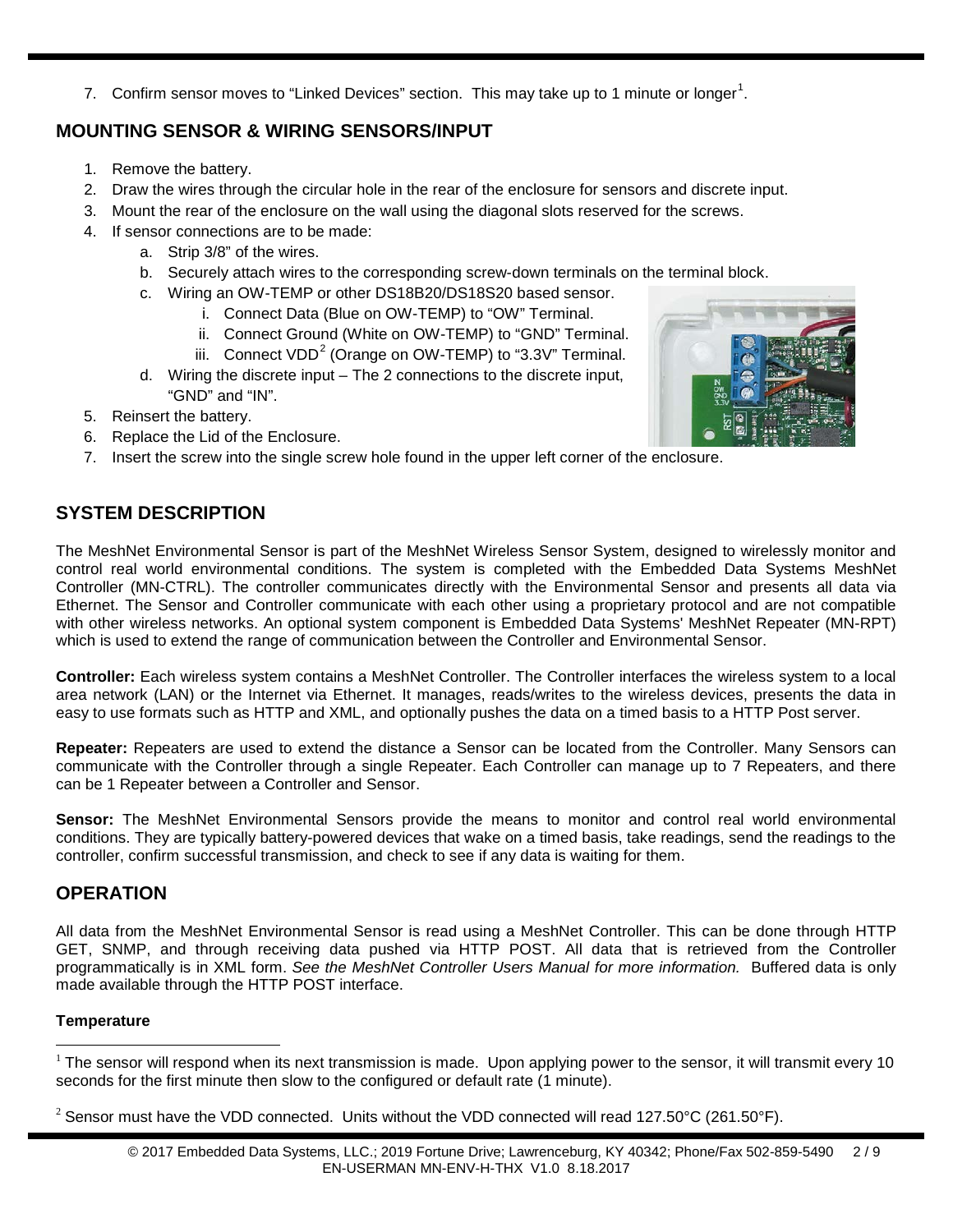7. Confirm sensor moves to "Linked Devices" section. This may take up to 1 minute or longer[1].

## MOUNTING SENSOR & WIRING SENSORS/INPUT

1. Remove the battery.
2. Draw the wires through the circular hole in the rear of the enclosure for sensors and discrete input.
3. Mount the rear of the enclosure on the wall using the diagonal slots reserved for the screws.
4. If sensor connections are to be made:
   a. Strip 3/8" of the wires.
   b. Securely attach wires to the corresponding screw-down terminals on the terminal block.
   c. Wiring an OW-TEMP or other DS18B20/DS18S20 based sensor.
      i. Connect Data (Blue on OW-TEMP) to "OW" Terminal.
      ii. Connect Ground (White on OW-TEMP) to "GND" Terminal.
      iii. Connect VDD[2] (Orange on OW-TEMP) to "3.3V" Terminal.
   d. Wiring the discrete input – The 2 connections to the discrete input, "GND" and "IN".
5. Reinsert the battery.
6. Replace the Lid of the Enclosure.
7. Insert the screw into the single screw hole found in the upper left corner of the enclosure.

## SYSTEM DESCRIPTION

The MeshNet Environmental Sensor is part of the MeshNet Wireless Sensor System, designed to wirelessly monitor and control real world environmental conditions. The system is completed with the Embedded Data Systems MeshNet Controller (MN-CTRL). The controller communicates directly with the Environmental Sensor and presents all data via Ethernet. The Sensor and Controller communicate with each other using a proprietary protocol and are not compatible with other wireless networks. An optional system component is Embedded Data Systems' MeshNet Repeater (MN-RPT) which is used to extend the range of communication between the Controller and Environmental Sensor.

**Controller:** Each wireless system contains a MeshNet Controller. The Controller interfaces the wireless system to a local area network (LAN) or the Internet via Ethernet. It manages, reads/writes to the wireless devices, presents the data in easy to use formats such as HTTP and XML, and optionally pushes the data on a timed basis to a HTTP Post server.

**Repeater:** Repeaters are used to extend the distance a Sensor can be located from the Controller. Many Sensors can communicate with the Controller through a single Repeater. Each Controller can manage up to 7 Repeaters, and there can be 1 Repeater between a Controller and Sensor.

**Sensor:** The MeshNet Environmental Sensors provide the means to monitor and control real world environmental conditions. They are typically battery-powered devices that wake on a timed basis, take readings, send the readings to the controller, confirm successful transmission, and check to see if any data is waiting for them.

## OPERATION

All data from the MeshNet Environmental Sensor is read using a MeshNet Controller. This can be done through HTTP GET, SNMP, and through receiving data pushed via HTTP POST. All data that is retrieved from the Controller programmatically is in XML form. *See the MeshNet Controller Users Manual for more information.* Buffered data is only made available through the HTTP POST interface.

**Temperature**

[1] The sensor will respond when its next transmission is made. Upon applying power to the sensor, it will transmit every 10 seconds for the first minute then slow to the configured or default rate (1 minute).

[2] Sensor must have the VDD connected. Units without the VDD connected will read 127.50°C (261.50°F).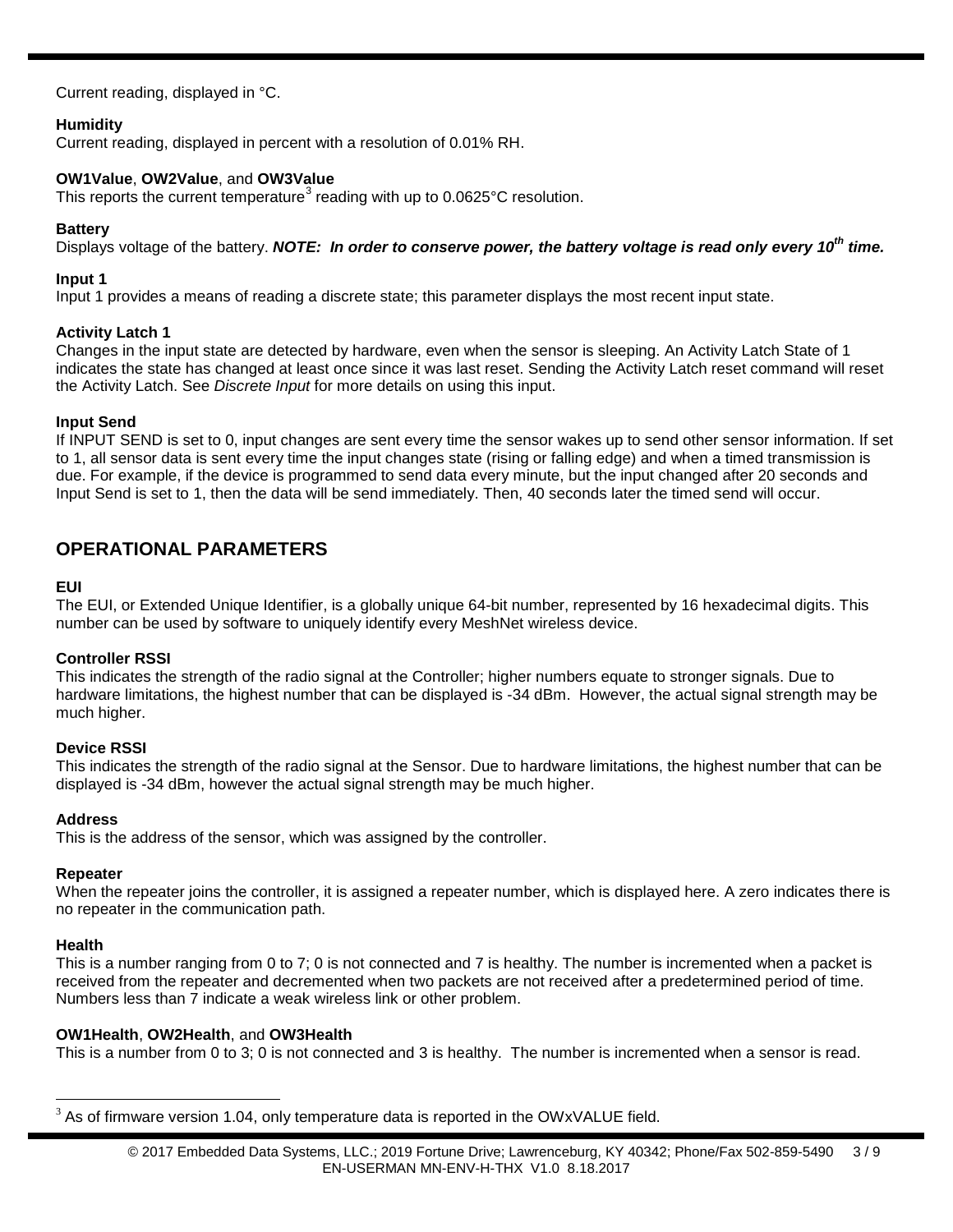Current reading, displayed in °C.

**Humidity**
Current reading, displayed in percent with a resolution of 0.01% RH.

**OW1Value**, **OW2Value**, and **OW3Value**
This reports the current temperature[3] reading with up to 0.0625°C resolution.

**Battery**
Displays voltage of the battery. ***NOTE: In order to conserve power, the battery voltage is read only every 10th time.***

**Input 1**
Input 1 provides a means of reading a discrete state; this parameter displays the most recent input state.

**Activity Latch 1**
Changes in the input state are detected by hardware, even when the sensor is sleeping. An Activity Latch State of 1 indicates the state has changed at least once since it was last reset. Sending the Activity Latch reset command will reset the Activity Latch. See *Discrete Input* for more details on using this input.

**Input Send**
If INPUT SEND is set to 0, input changes are sent every time the sensor wakes up to send other sensor information. If set to 1, all sensor data is sent every time the input changes state (rising or falling edge) and when a timed transmission is due. For example, if the device is programmed to send data every minute, but the input changed after 20 seconds and Input Send is set to 1, then the data will be send immediately. Then, 40 seconds later the timed send will occur.

## OPERATIONAL PARAMETERS

**EUI**
The EUI, or Extended Unique Identifier, is a globally unique 64-bit number, represented by 16 hexadecimal digits. This number can be used by software to uniquely identify every MeshNet wireless device.

**Controller RSSI**
This indicates the strength of the radio signal at the Controller; higher numbers equate to stronger signals. Due to hardware limitations, the highest number that can be displayed is -34 dBm. However, the actual signal strength may be much higher.

**Device RSSI**
This indicates the strength of the radio signal at the Sensor. Due to hardware limitations, the highest number that can be displayed is -34 dBm, however the actual signal strength may be much higher.

**Address**
This is the address of the sensor, which was assigned by the controller.

**Repeater**
When the repeater joins the controller, it is assigned a repeater number, which is displayed here. A zero indicates there is no repeater in the communication path.

**Health**
This is a number ranging from 0 to 7; 0 is not connected and 7 is healthy. The number is incremented when a packet is received from the repeater and decremented when two packets are not received after a predetermined period of time. Numbers less than 7 indicate a weak wireless link or other problem.

**OW1Health**, **OW2Health**, and **OW3Health**
This is a number from 0 to 3; 0 is not connected and 3 is healthy. The number is incremented when a sensor is read.

---

[3] As of firmware version 1.04, only temperature data is reported in the OWxVALUE field.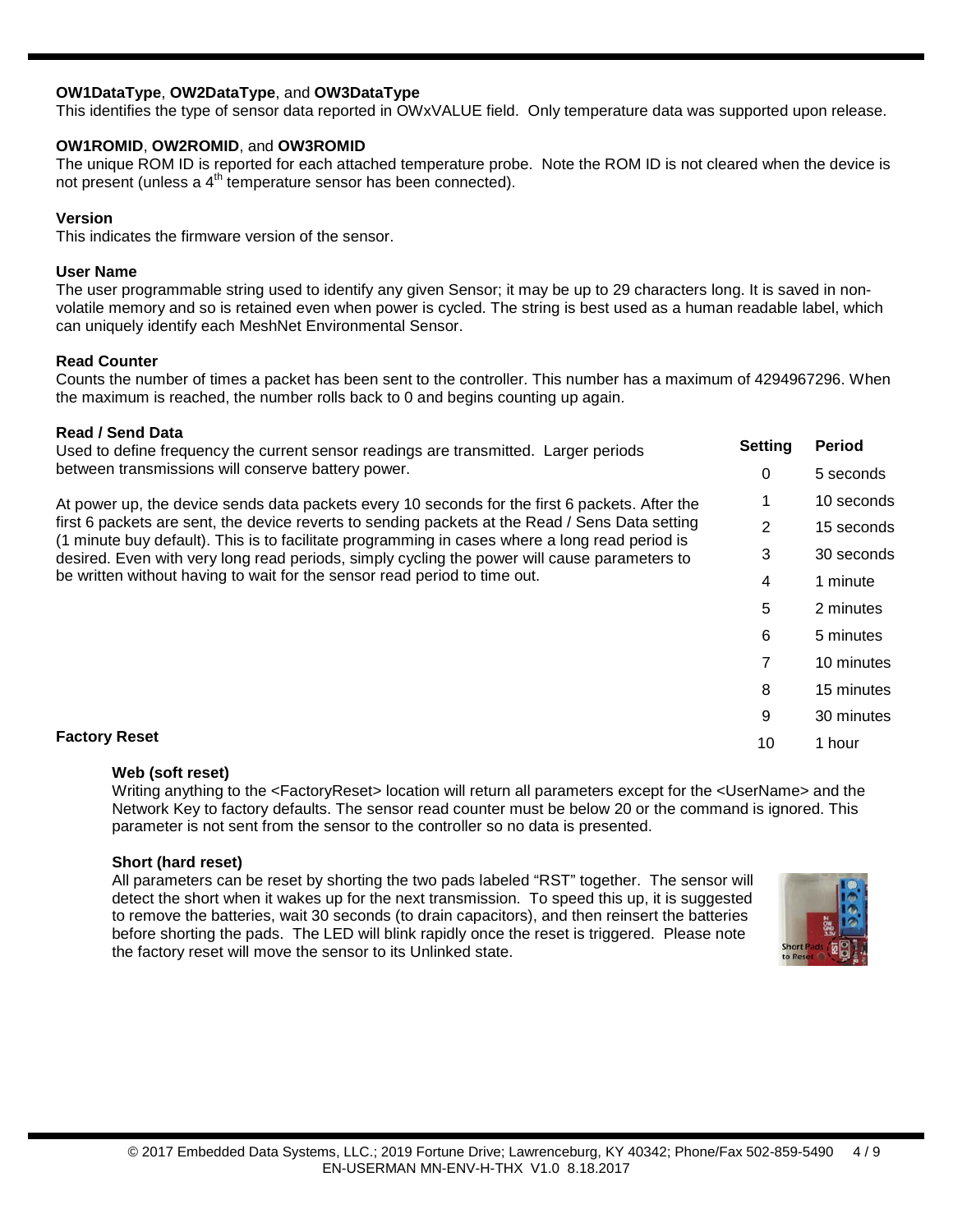**OW1DataType**, **OW2DataType**, and **OW3DataType**
This identifies the type of sensor data reported in OWxVALUE field. Only temperature data was supported upon release.

**OW1ROMID**, **OW2ROMID**, and **OW3ROMID**
The unique ROM ID is reported for each attached temperature probe. Note the ROM ID is not cleared when the device is not present (unless a 4th temperature sensor has been connected).

**Version**
This indicates the firmware version of the sensor.

**User Name**
The user programmable string used to identify any given Sensor; it may be up to 29 characters long. It is saved in non-volatile memory and so is retained even when power is cycled. The string is best used as a human readable label, which can uniquely identify each MeshNet Environmental Sensor.

**Read Counter**
Counts the number of times a packet has been sent to the controller. This number has a maximum of 4294967296. When the maximum is reached, the number rolls back to 0 and begins counting up again.

**Read / Send Data**
Used to define frequency the current sensor readings are transmitted. Larger periods between transmissions will conserve battery power.

At power up, the device sends data packets every 10 seconds for the first 6 packets. After the first 6 packets are sent, the device reverts to sending packets at the Read / Sens Data setting (1 minute buy default). This is to facilitate programming in cases where a long read period is desired. Even with very long read periods, simply cycling the power will cause parameters to be written without having to wait for the sensor read period to time out.

| Setting | Period |
|---|---|
| 0 | 5 seconds |
| 1 | 10 seconds |
| 2 | 15 seconds |
| 3 | 30 seconds |
| 4 | 1 minute |
| 5 | 2 minutes |
| 6 | 5 minutes |
| 7 | 10 minutes |
| 8 | 15 minutes |
| 9 | 30 minutes |
| 10 | 1 hour |

**Factory Reset**

**Web (soft reset)**
Writing anything to the <FactoryReset> location will return all parameters except for the <UserName> and the Network Key to factory defaults. The sensor read counter must be below 20 or the command is ignored. This parameter is not sent from the sensor to the controller so no data is presented.

**Short (hard reset)**
All parameters can be reset by shorting the two pads labeled "RST" together. The sensor will detect the short when it wakes up for the next transmission. To speed this up, it is suggested to remove the batteries, wait 30 seconds (to drain capacitors), and then reinsert the batteries before shorting the pads. The LED will blink rapidly once the reset is triggered. Please note the factory reset will move the sensor to its Unlinked state.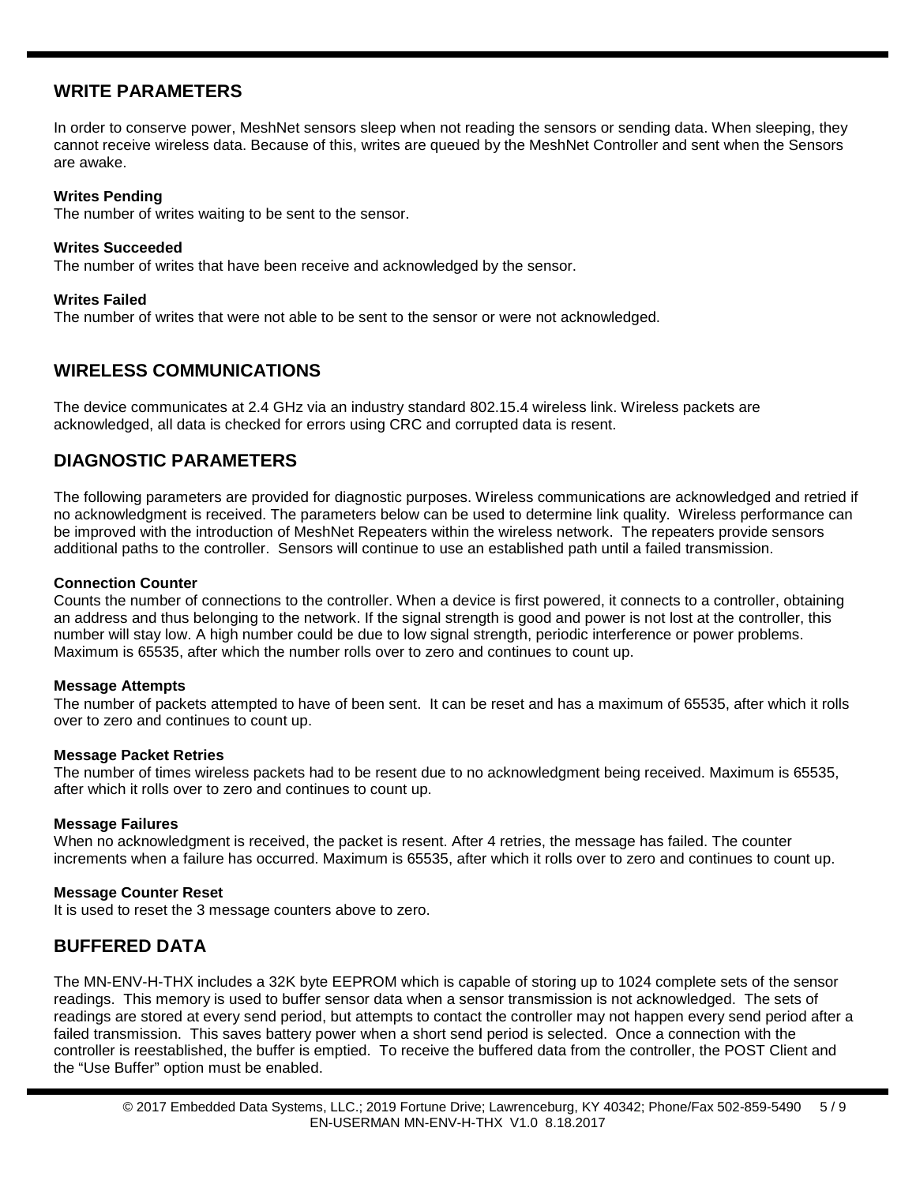## WRITE PARAMETERS

In order to conserve power, MeshNet sensors sleep when not reading the sensors or sending data. When sleeping, they cannot receive wireless data. Because of this, writes are queued by the MeshNet Controller and sent when the Sensors are awake.

**Writes Pending**
The number of writes waiting to be sent to the sensor.

**Writes Succeeded**
The number of writes that have been receive and acknowledged by the sensor.

**Writes Failed**
The number of writes that were not able to be sent to the sensor or were not acknowledged.

## WIRELESS COMMUNICATIONS

The device communicates at 2.4 GHz via an industry standard 802.15.4 wireless link. Wireless packets are acknowledged, all data is checked for errors using CRC and corrupted data is resent.

## DIAGNOSTIC PARAMETERS

The following parameters are provided for diagnostic purposes. Wireless communications are acknowledged and retried if no acknowledgment is received. The parameters below can be used to determine link quality. Wireless performance can be improved with the introduction of MeshNet Repeaters within the wireless network. The repeaters provide sensors additional paths to the controller. Sensors will continue to use an established path until a failed transmission.

**Connection Counter**
Counts the number of connections to the controller. When a device is first powered, it connects to a controller, obtaining an address and thus belonging to the network. If the signal strength is good and power is not lost at the controller, this number will stay low. A high number could be due to low signal strength, periodic interference or power problems. Maximum is 65535, after which the number rolls over to zero and continues to count up.

**Message Attempts**
The number of packets attempted to have of been sent. It can be reset and has a maximum of 65535, after which it rolls over to zero and continues to count up.

**Message Packet Retries**
The number of times wireless packets had to be resent due to no acknowledgment being received. Maximum is 65535, after which it rolls over to zero and continues to count up.

**Message Failures**
When no acknowledgment is received, the packet is resent. After 4 retries, the message has failed. The counter increments when a failure has occurred. Maximum is 65535, after which it rolls over to zero and continues to count up.

**Message Counter Reset**
It is used to reset the 3 message counters above to zero.

## BUFFERED DATA

The MN-ENV-H-THX includes a 32K byte EEPROM which is capable of storing up to 1024 complete sets of the sensor readings. This memory is used to buffer sensor data when a sensor transmission is not acknowledged. The sets of readings are stored at every send period, but attempts to contact the controller may not happen every send period after a failed transmission. This saves battery power when a short send period is selected. Once a connection with the controller is reestablished, the buffer is emptied. To receive the buffered data from the controller, the POST Client and the "Use Buffer" option must be enabled.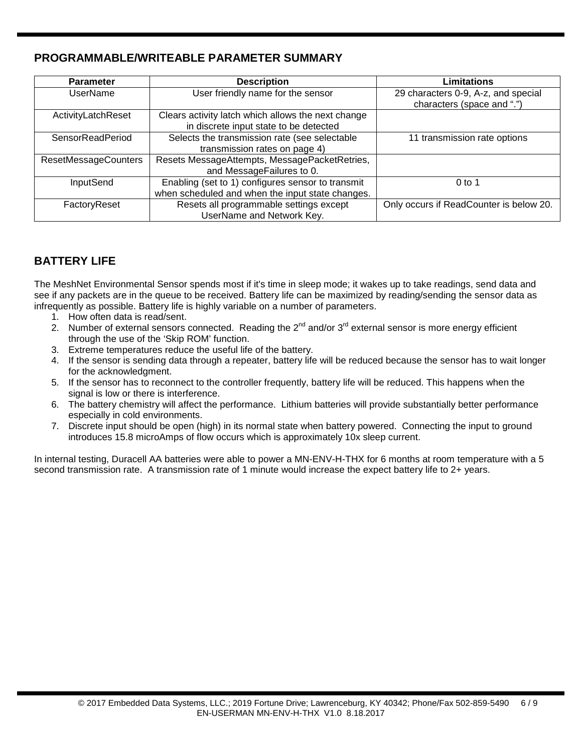## PROGRAMMABLE/WRITEABLE PARAMETER SUMMARY

| Parameter | Description | Limitations |
|---|---|---|
| UserName | User friendly name for the sensor | 29 characters 0-9, A-z, and special characters (space and ".") |
| ActivityLatchReset | Clears activity latch which allows the next change in discrete input state to be detected | |
| SensorReadPeriod | Selects the transmission rate (see selectable transmission rates on page 4) | 11 transmission rate options |
| ResetMessageCounters | Resets MessageAttempts, MessagePacketRetries, and MessageFailures to 0. | |
| InputSend | Enabling (set to 1) configures sensor to transmit when scheduled and when the input state changes. | 0 to 1 |
| FactoryReset | Resets all programmable settings except UserName and Network Key. | Only occurs if ReadCounter is below 20. |

## BATTERY LIFE

The MeshNet Environmental Sensor spends most if it's time in sleep mode; it wakes up to take readings, send data and see if any packets are in the queue to be received. Battery life can be maximized by reading/sending the sensor data as infrequently as possible. Battery life is highly variable on a number of parameters.

1. How often data is read/sent.
2. Number of external sensors connected. Reading the 2nd and/or 3rd external sensor is more energy efficient through the use of the 'Skip ROM' function.
3. Extreme temperatures reduce the useful life of the battery.
4. If the sensor is sending data through a repeater, battery life will be reduced because the sensor has to wait longer for the acknowledgment.
5. If the sensor has to reconnect to the controller frequently, battery life will be reduced. This happens when the signal is low or there is interference.
6. The battery chemistry will affect the performance. Lithium batteries will provide substantially better performance especially in cold environments.
7. Discrete input should be open (high) in its normal state when battery powered. Connecting the input to ground introduces 15.8 microAmps of flow occurs which is approximately 10x sleep current.

In internal testing, Duracell AA batteries were able to power a MN-ENV-H-THX for 6 months at room temperature with a 5 second transmission rate. A transmission rate of 1 minute would increase the expect battery life to 2+ years.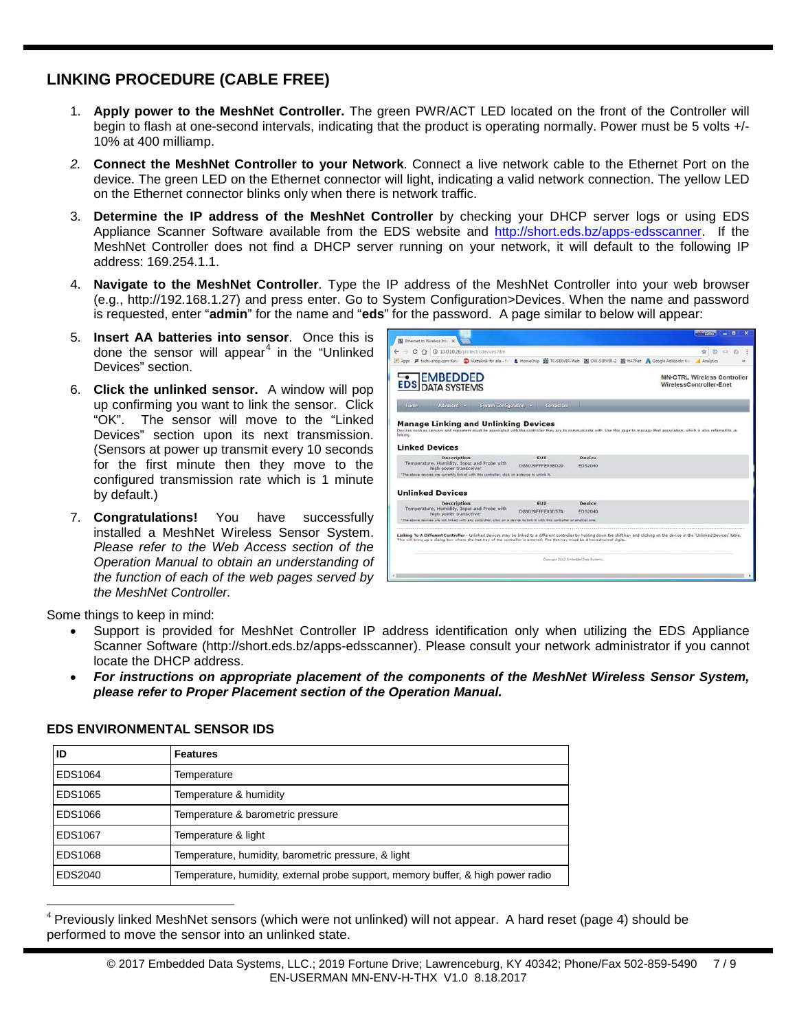## LINKING PROCEDURE (CABLE FREE)

1. **Apply power to the MeshNet Controller.** The green PWR/ACT LED located on the front of the Controller will begin to flash at one-second intervals, indicating that the product is operating normally. Power must be 5 volts +/- 10% at 400 milliamp.
2. **Connect the MeshNet Controller to your Network**. Connect a live network cable to the Ethernet Port on the device. The green LED on the Ethernet connector will light, indicating a valid network connection. The yellow LED on the Ethernet connector blinks only when there is network traffic.
3. **Determine the IP address of the MeshNet Controller** by checking your DHCP server logs or using EDS Appliance Scanner Software available from the EDS website and http://short.eds.bz/apps-edsscanner. If the MeshNet Controller does not find a DHCP server running on your network, it will default to the following IP address: 169.254.1.1.
4. **Navigate to the MeshNet Controller**. Type the IP address of the MeshNet Controller into your web browser (e.g., http://192.168.1.27) and press enter. Go to System Configuration>Devices. When the name and password is requested, enter "**admin**" for the name and "**eds**" for the password. A page similar to below will appear:
5. **Insert AA batteries into sensor**. Once this is done the sensor will appear[4] in the "Unlinked Devices" section.
6. **Click the unlinked sensor.** A window will pop up confirming you want to link the sensor. Click "OK". The sensor will move to the "Linked Devices" section upon its next transmission. (Sensors at power up transmit every 10 seconds for the first minute then they move to the configured transmission rate which is 1 minute by default.)
7. **Congratulations!** You have successfully installed a MeshNet Wireless Sensor System. *Please refer to the Web Access section of the Operation Manual to obtain an understanding of the function of each of the web pages served by the MeshNet Controller.*

Some things to keep in mind:

- Support is provided for MeshNet Controller IP address identification only when utilizing the EDS Appliance Scanner Software (http://short.eds.bz/apps-edsscanner). Please consult your network administrator if you cannot locate the DHCP address.
- ***For instructions on appropriate placement of the components of the MeshNet Wireless Sensor System, please refer to Proper Placement section of the Operation Manual.***

### EDS ENVIRONMENTAL SENSOR IDS

| ID | Features |
|---|---|
| EDS1064 | Temperature |
| EDS1065 | Temperature & humidity |
| EDS1066 | Temperature & barometric pressure |
| EDS1067 | Temperature & light |
| EDS1068 | Temperature, humidity, barometric pressure, & light |
| EDS2040 | Temperature, humidity, external probe support, memory buffer, & high power radio |

[4] Previously linked MeshNet sensors (which were not unlinked) will not appear. A hard reset (page 4) should be performed to move the sensor into an unlinked state.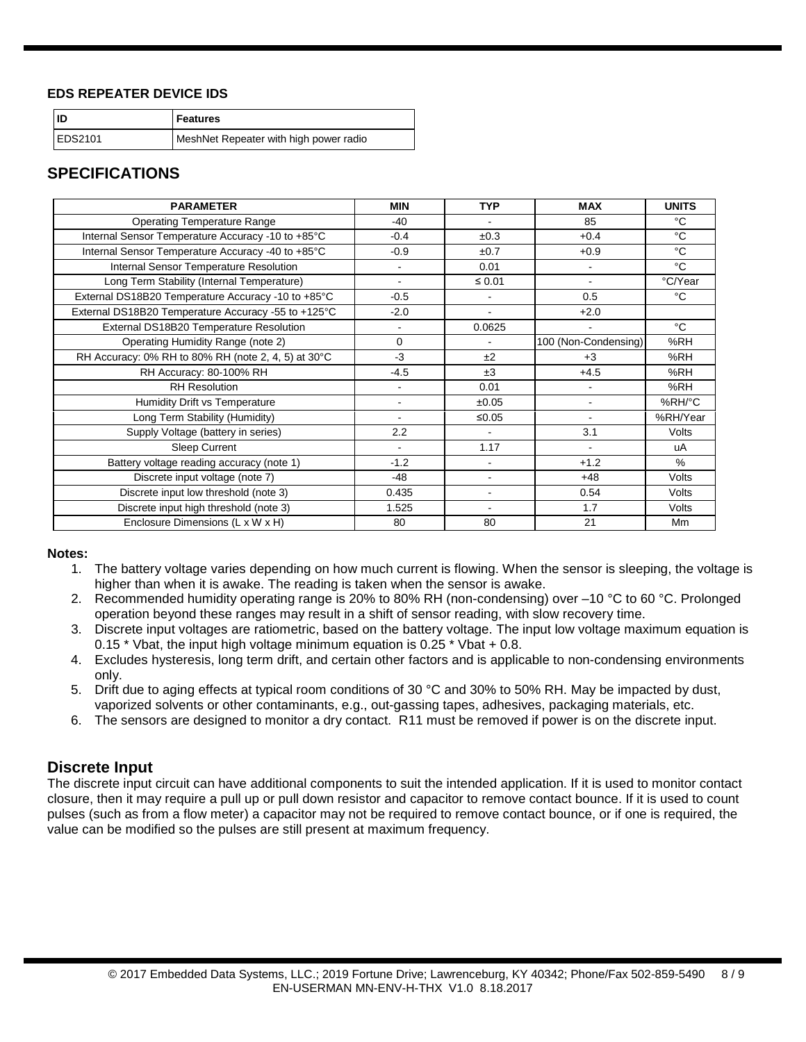**EDS REPEATER DEVICE IDS**

| ID | Features |
|---|---|
| EDS2101 | MeshNet Repeater with high power radio |

## SPECIFICATIONS

| PARAMETER | MIN | TYP | MAX | UNITS |
|---|---|---|---|---|
| Operating Temperature Range | -40 | - | 85 | °C |
| Internal Sensor Temperature Accuracy -10 to +85°C | -0.4 | ±0.3 | +0.4 | °C |
| Internal Sensor Temperature Accuracy -40 to +85°C | -0.9 | ±0.7 | +0.9 | °C |
| Internal Sensor Temperature Resolution | - | 0.01 | - | °C |
| Long Term Stability (Internal Temperature) | - | ≤ 0.01 | - | °C/Year |
| External DS18B20 Temperature Accuracy -10 to +85°C | -0.5 | - | 0.5 | °C |
| External DS18B20 Temperature Accuracy -55 to +125°C | -2.0 | - | +2.0 | |
| External DS18B20 Temperature Resolution | - | 0.0625 | - | °C |
| Operating Humidity Range (note 2) | 0 | - | 100 (Non-Condensing) | %RH |
| RH Accuracy: 0% RH to 80% RH (note 2, 4, 5) at 30°C | -3 | ±2 | +3 | %RH |
| RH Accuracy: 80-100% RH | -4.5 | ±3 | +4.5 | %RH |
| RH Resolution | - | 0.01 | - | %RH |
| Humidity Drift vs Temperature | - | ±0.05 | - | %RH/°C |
| Long Term Stability (Humidity) | - | ≤0.05 | - | %RH/Year |
| Supply Voltage (battery in series) | 2.2 | - | 3.1 | Volts |
| Sleep Current | - | 1.17 | - | uA |
| Battery voltage reading accuracy (note 1) | -1.2 | - | +1.2 | % |
| Discrete input voltage (note 7) | -48 | - | +48 | Volts |
| Discrete input low threshold (note 3) | 0.435 | - | 0.54 | Volts |
| Discrete input high threshold (note 3) | 1.525 | - | 1.7 | Volts |
| Enclosure Dimensions (L x W x H) | 80 | 80 | 21 | Mm |

**Notes:**

1. The battery voltage varies depending on how much current is flowing. When the sensor is sleeping, the voltage is higher than when it is awake. The reading is taken when the sensor is awake.
2. Recommended humidity operating range is 20% to 80% RH (non-condensing) over –10 °C to 60 °C. Prolonged operation beyond these ranges may result in a shift of sensor reading, with slow recovery time.
3. Discrete input voltages are ratiometric, based on the battery voltage. The input low voltage maximum equation is 0.15 * Vbat, the input high voltage minimum equation is 0.25 * Vbat + 0.8.
4. Excludes hysteresis, long term drift, and certain other factors and is applicable to non-condensing environments only.
5. Drift due to aging effects at typical room conditions of 30 °C and 30% to 50% RH. May be impacted by dust, vaporized solvents or other contaminants, e.g., out-gassing tapes, adhesives, packaging materials, etc.
6. The sensors are designed to monitor a dry contact. R11 must be removed if power is on the discrete input.

## Discrete Input

The discrete input circuit can have additional components to suit the intended application. If it is used to monitor contact closure, then it may require a pull up or pull down resistor and capacitor to remove contact bounce. If it is used to count pulses (such as from a flow meter) a capacitor may not be required to remove contact bounce, or if one is required, the value can be modified so the pulses are still present at maximum frequency.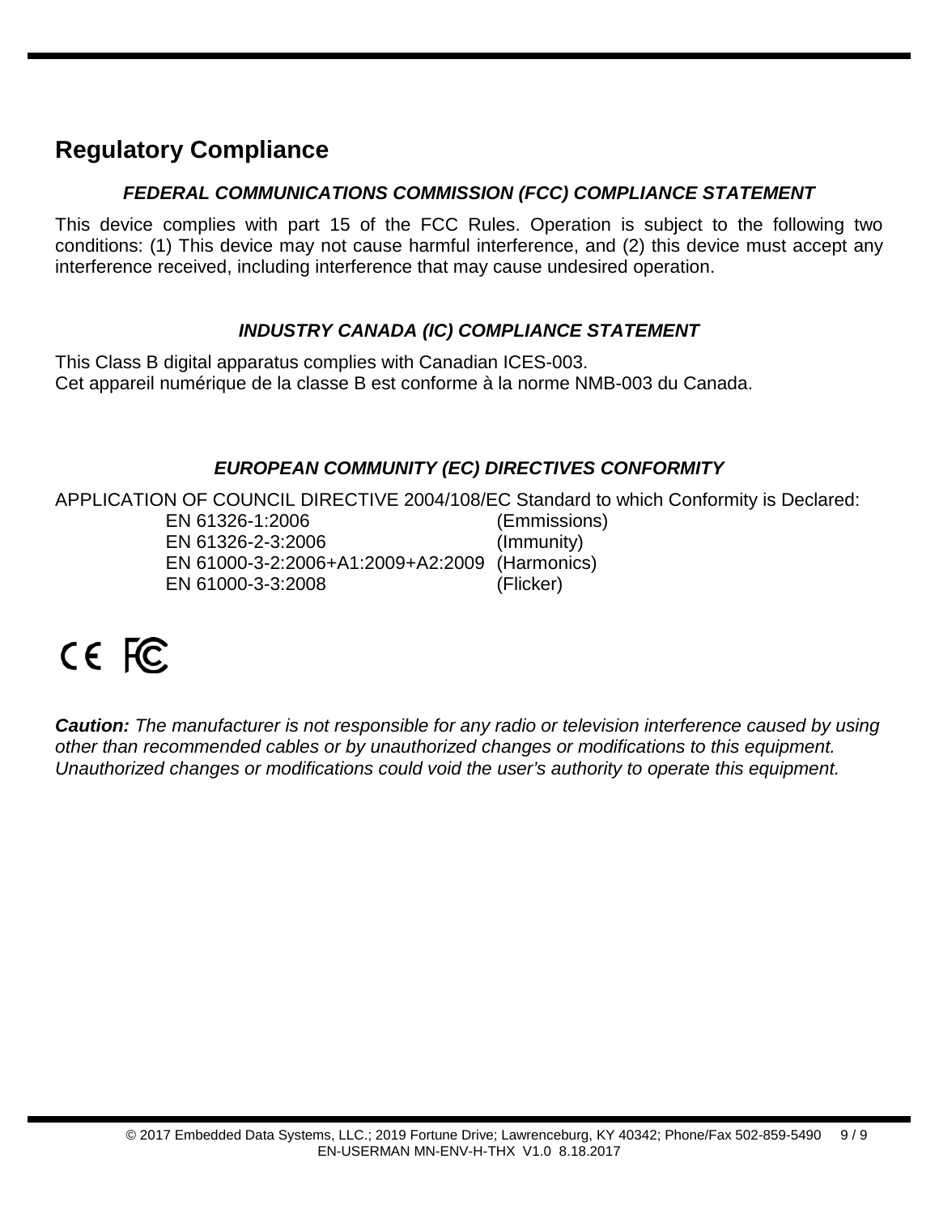## Regulatory Compliance

### *FEDERAL COMMUNICATIONS COMMISSION (FCC) COMPLIANCE STATEMENT*

This device complies with part 15 of the FCC Rules. Operation is subject to the following two conditions: (1) This device may not cause harmful interference, and (2) this device must accept any interference received, including interference that may cause undesired operation.

### *INDUSTRY CANADA (IC) COMPLIANCE STATEMENT*

This Class B digital apparatus complies with Canadian ICES-003.
Cet appareil numérique de la classe B est conforme à la norme NMB-003 du Canada.

### *EUROPEAN COMMUNITY (EC) DIRECTIVES CONFORMITY*

APPLICATION OF COUNCIL DIRECTIVE 2004/108/EC Standard to which Conformity is Declared:

| | |
|---|---|
| EN 61326-1:2006 | (Emmissions) |
| EN 61326-2-3:2006 | (Immunity) |
| EN 61000-3-2:2006+A1:2009+A2:2009 | (Harmonics) |
| EN 61000-3-3:2008 | (Flicker) |

CE FC

***Caution:*** *The manufacturer is not responsible for any radio or television interference caused by using other than recommended cables or by unauthorized changes or modifications to this equipment. Unauthorized changes or modifications could void the user's authority to operate this equipment.*

© 2017 Embedded Data Systems, LLC.; 2019 Fortune Drive; Lawrenceburg, KY 40342; Phone/Fax 502-859-5490
EN-USERMAN MN-ENV-H-THX V1.0 8.18.2017